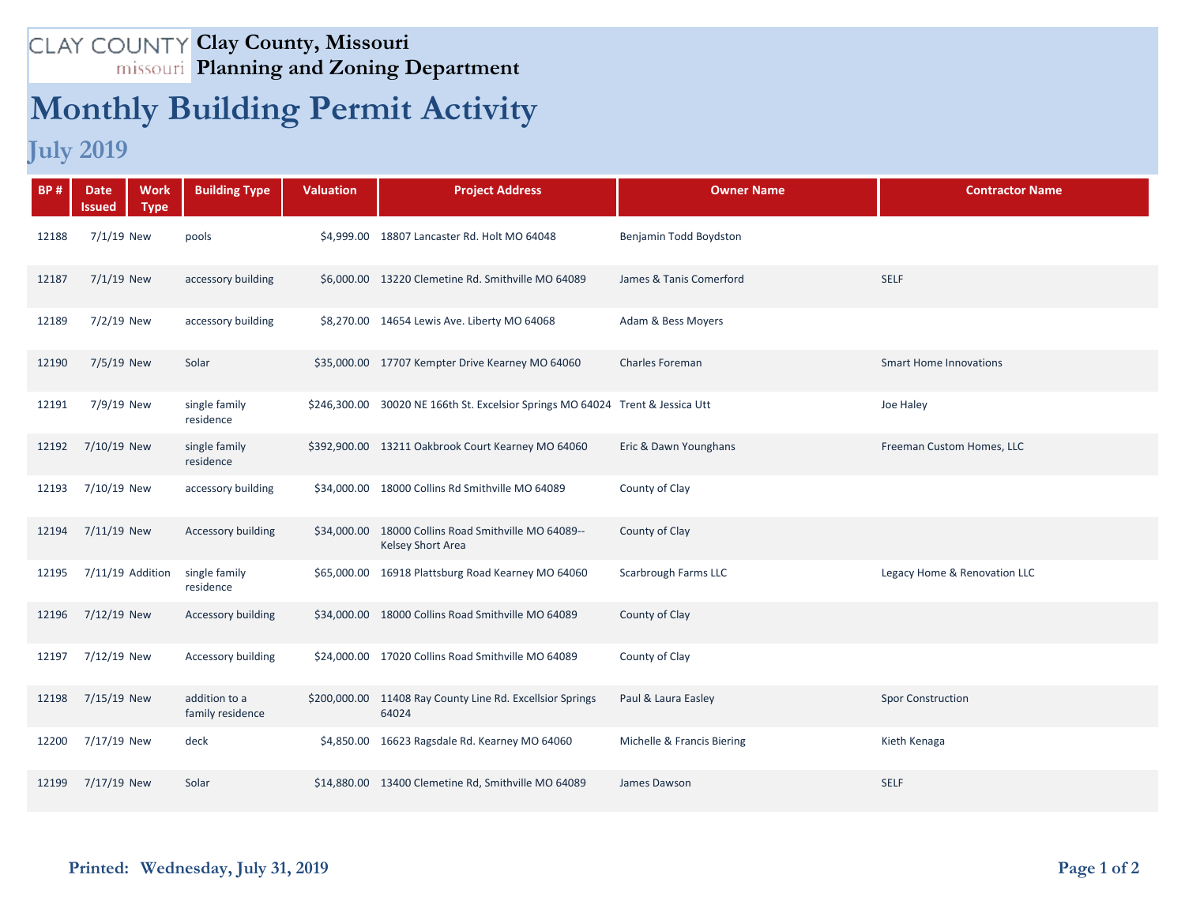CLAY COUNTY missouri

# Clay County, Missouri
## Planning and Zoning Department

# Monthly Building Permit Activity

## July 2019

| BP # | Date Issued | Work Type | Building Type | Valuation | Project Address | Owner Name | Contractor Name |
|---|---|---|---|---|---|---|---|
| 12188 | 7/1/19 | New | pools | $4,999.00 | 18807 Lancaster Rd. Holt MO 64048 | Benjamin Todd Boydston | |
| 12187 | 7/1/19 | New | accessory building | $6,000.00 | 13220 Clemetine Rd. Smithville MO 64089 | James & Tanis Comerford | SELF |
| 12189 | 7/2/19 | New | accessory building | $8,270.00 | 14654 Lewis Ave. Liberty MO 64068 | Adam & Bess Moyers | |
| 12190 | 7/5/19 | New | Solar | $35,000.00 | 17707 Kempter Drive Kearney MO 64060 | Charles Foreman | Smart Home Innovations |
| 12191 | 7/9/19 | New | single family residence | $246,300.00 | 30020 NE 166th St. Excelsior Springs MO 64024 | Trent & Jessica Utt | Joe Haley |
| 12192 | 7/10/19 | New | single family residence | $392,900.00 | 13211 Oakbrook Court Kearney MO 64060 | Eric & Dawn Younghans | Freeman Custom Homes, LLC |
| 12193 | 7/10/19 | New | accessory building | $34,000.00 | 18000 Collins Rd Smithville MO 64089 | County of Clay | |
| 12194 | 7/11/19 | New | Accessory building | $34,000.00 | 18000 Collins Road Smithville MO 64089--Kelsey Short Area | County of Clay | |
| 12195 | 7/11/19 | Addition | single family residence | $65,000.00 | 16918 Plattsburg Road Kearney MO 64060 | Scarbrough Farms LLC | Legacy Home & Renovation LLC |
| 12196 | 7/12/19 | New | Accessory building | $34,000.00 | 18000 Collins Road Smithville MO 64089 | County of Clay | |
| 12197 | 7/12/19 | New | Accessory building | $24,000.00 | 17020 Collins Road Smithville MO 64089 | County of Clay | |
| 12198 | 7/15/19 | New | addition to a family residence | $200,000.00 | 11408 Ray County Line Rd. Excellsior Springs 64024 | Paul & Laura Easley | Spor Construction |
| 12200 | 7/17/19 | New | deck | $4,850.00 | 16623 Ragsdale Rd. Kearney MO 64060 | Michelle & Francis Biering | Kieth Kenaga |
| 12199 | 7/17/19 | New | Solar | $14,880.00 | 13400 Clemetine Rd, Smithville MO 64089 | James Dawson | SELF |

**Printed: Wednesday, July 31, 2019**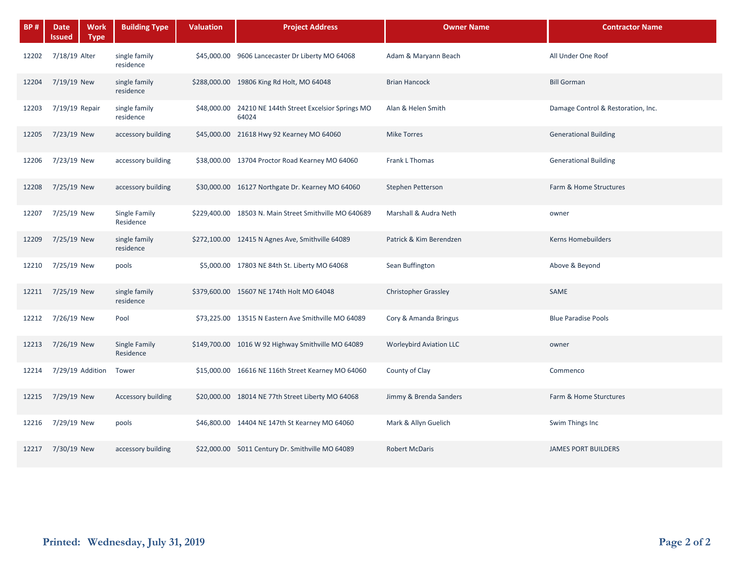| BP # | Date Issued | Work Type | Building Type | Valuation | Project Address | Owner Name | Contractor Name |
|---|---|---|---|---|---|---|---|
| 12202 | 7/18/19 | Alter | single family residence | $45,000.00 | 9606 Lancecaster Dr Liberty MO 64068 | Adam & Maryann Beach | All Under One Roof |
| 12204 | 7/19/19 | New | single family residence | $288,000.00 | 19806 King Rd Holt, MO 64048 | Brian Hancock | Bill Gorman |
| 12203 | 7/19/19 | Repair | single family residence | $48,000.00 | 24210 NE 144th Street Excelsior Springs MO 64024 | Alan & Helen Smith | Damage Control & Restoration, Inc. |
| 12205 | 7/23/19 | New | accessory building | $45,000.00 | 21618 Hwy 92 Kearney MO 64060 | Mike Torres | Generational Building |
| 12206 | 7/23/19 | New | accessory building | $38,000.00 | 13704 Proctor Road Kearney MO 64060 | Frank L Thomas | Generational Building |
| 12208 | 7/25/19 | New | accessory building | $30,000.00 | 16127 Northgate Dr. Kearney MO 64060 | Stephen Petterson | Farm & Home Structures |
| 12207 | 7/25/19 | New | Single Family Residence | $229,400.00 | 18503 N. Main Street Smithville MO 640689 | Marshall & Audra Neth | owner |
| 12209 | 7/25/19 | New | single family residence | $272,100.00 | 12415 N Agnes Ave, Smithville 64089 | Patrick & Kim Berendzen | Kerns Homebuilders |
| 12210 | 7/25/19 | New | pools | $5,000.00 | 17803 NE 84th St. Liberty MO 64068 | Sean Buffington | Above & Beyond |
| 12211 | 7/25/19 | New | single family residence | $379,600.00 | 15607 NE 174th Holt MO 64048 | Christopher Grassley | SAME |
| 12212 | 7/26/19 | New | Pool | $73,225.00 | 13515 N Eastern Ave Smithville MO 64089 | Cory & Amanda Bringus | Blue Paradise Pools |
| 12213 | 7/26/19 | New | Single Family Residence | $149,700.00 | 1016 W 92 Highway Smithville MO 64089 | Worleybird Aviation LLC | owner |
| 12214 | 7/29/19 | Addition | Tower | $15,000.00 | 16616 NE 116th Street Kearney MO 64060 | County of Clay | Commenco |
| 12215 | 7/29/19 | New | Accessory building | $20,000.00 | 18014 NE 77th Street Liberty MO 64068 | Jimmy & Brenda Sanders | Farm & Home Sturctures |
| 12216 | 7/29/19 | New | pools | $46,800.00 | 14404 NE 147th St Kearney MO 64060 | Mark & Allyn Guelich | Swim Things Inc |
| 12217 | 7/30/19 | New | accessory building | $22,000.00 | 5011 Century Dr. Smithville MO 64089 | Robert McDaris | JAMES PORT BUILDERS |

**Printed: Wednesday, July 31, 2019**